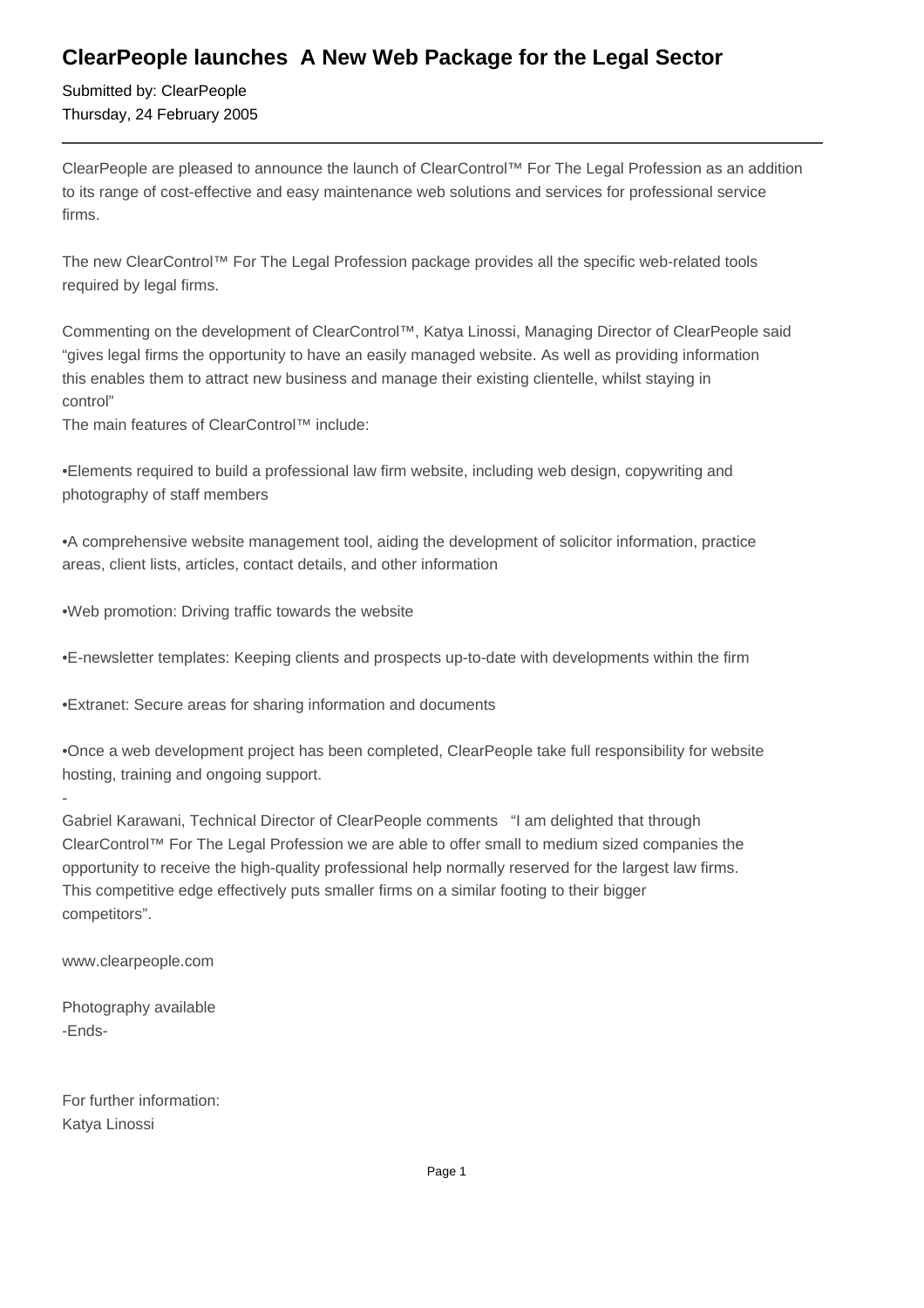# ClearPeople launches A New Web Package for the Legal Sector

Submitted by: ClearPeople
Thursday, 24 February 2005

---

ClearPeople are pleased to announce the launch of ClearControl™ For The Legal Profession as an addition to its range of cost-effective and easy maintenance web solutions and services for professional service firms.

The new ClearControl™ For The Legal Profession package provides all the specific web-related tools required by legal firms.

Commenting on the development of ClearControl™, Katya Linossi, Managing Director of ClearPeople said "gives legal firms the opportunity to have an easily managed website. As well as providing information this enables them to attract new business and manage their existing clientelle, whilst staying in control"
The main features of ClearControl™ include:

•Elements required to build a professional law firm website, including web design, copywriting and photography of staff members

•A comprehensive website management tool, aiding the development of solicitor information, practice areas, client lists, articles, contact details, and other information

•Web promotion: Driving traffic towards the website

•E-newsletter templates: Keeping clients and prospects up-to-date with developments within the firm

•Extranet: Secure areas for sharing information and documents

•Once a web development project has been completed, ClearPeople take full responsibility for website hosting, training and ongoing support.

-
Gabriel Karawani, Technical Director of ClearPeople comments "I am delighted that through ClearControl™ For The Legal Profession we are able to offer small to medium sized companies the opportunity to receive the high-quality professional help normally reserved for the largest law firms. This competitive edge effectively puts smaller firms on a similar footing to their bigger competitors".

www.clearpeople.com

Photography available
-Ends-

For further information:
Katya Linossi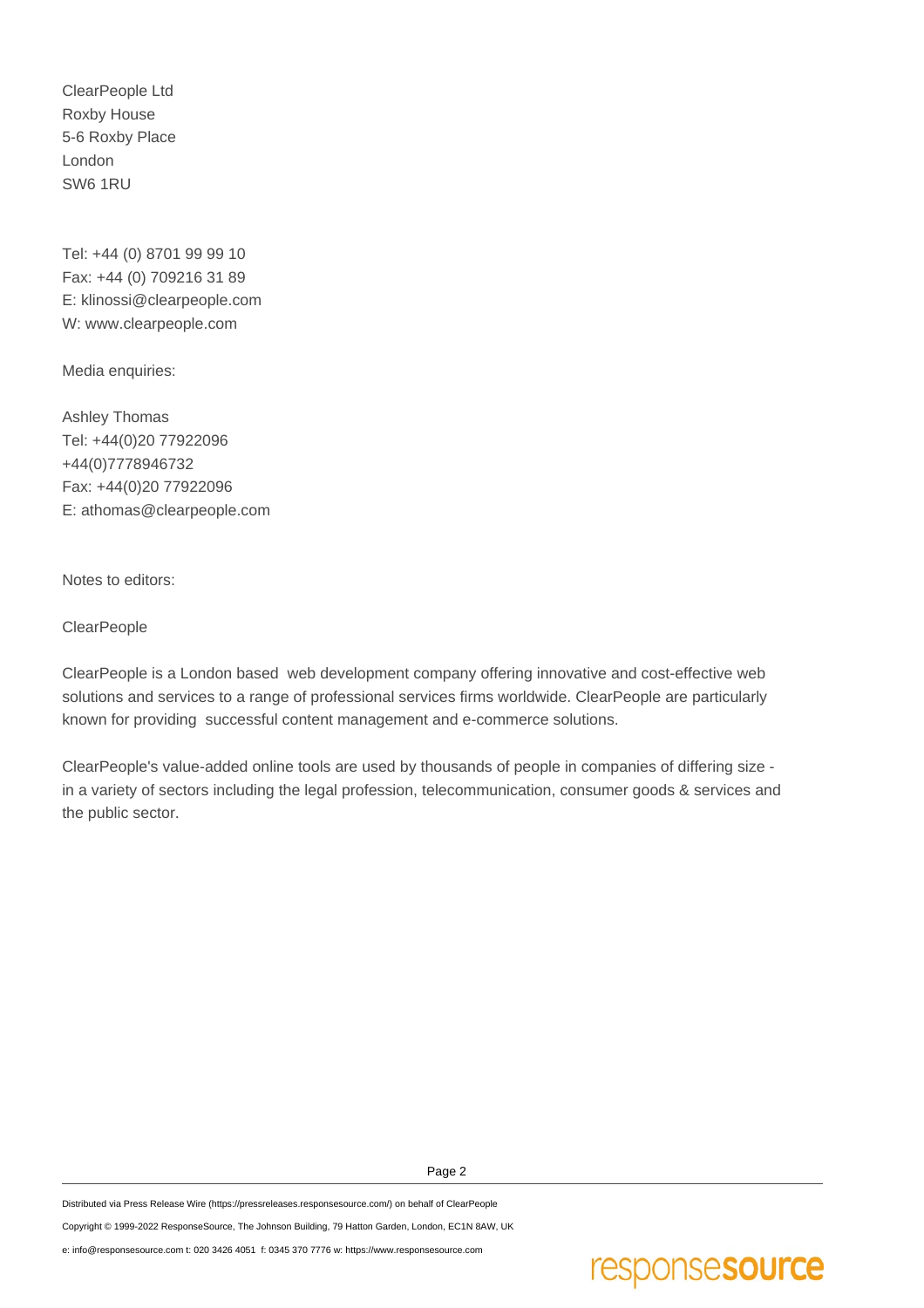ClearPeople Ltd
Roxby House
5-6 Roxby Place
London
SW6 1RU

Tel: +44 (0) 8701 99 99 10
Fax: +44 (0) 709216 31 89
E: klinossi@clearpeople.com
W: www.clearpeople.com

Media enquiries:

Ashley Thomas
Tel: +44(0)20 77922096
+44(0)7778946732
Fax: +44(0)20 77922096
E: athomas@clearpeople.com

Notes to editors:

ClearPeople

ClearPeople is a London based web development company offering innovative and cost-effective web solutions and services to a range of professional services firms worldwide. ClearPeople are particularly known for providing successful content management and e-commerce solutions.

ClearPeople's value-added online tools are used by thousands of people in companies of differing size - in a variety of sectors including the legal profession, telecommunication, consumer goods & services and the public sector.